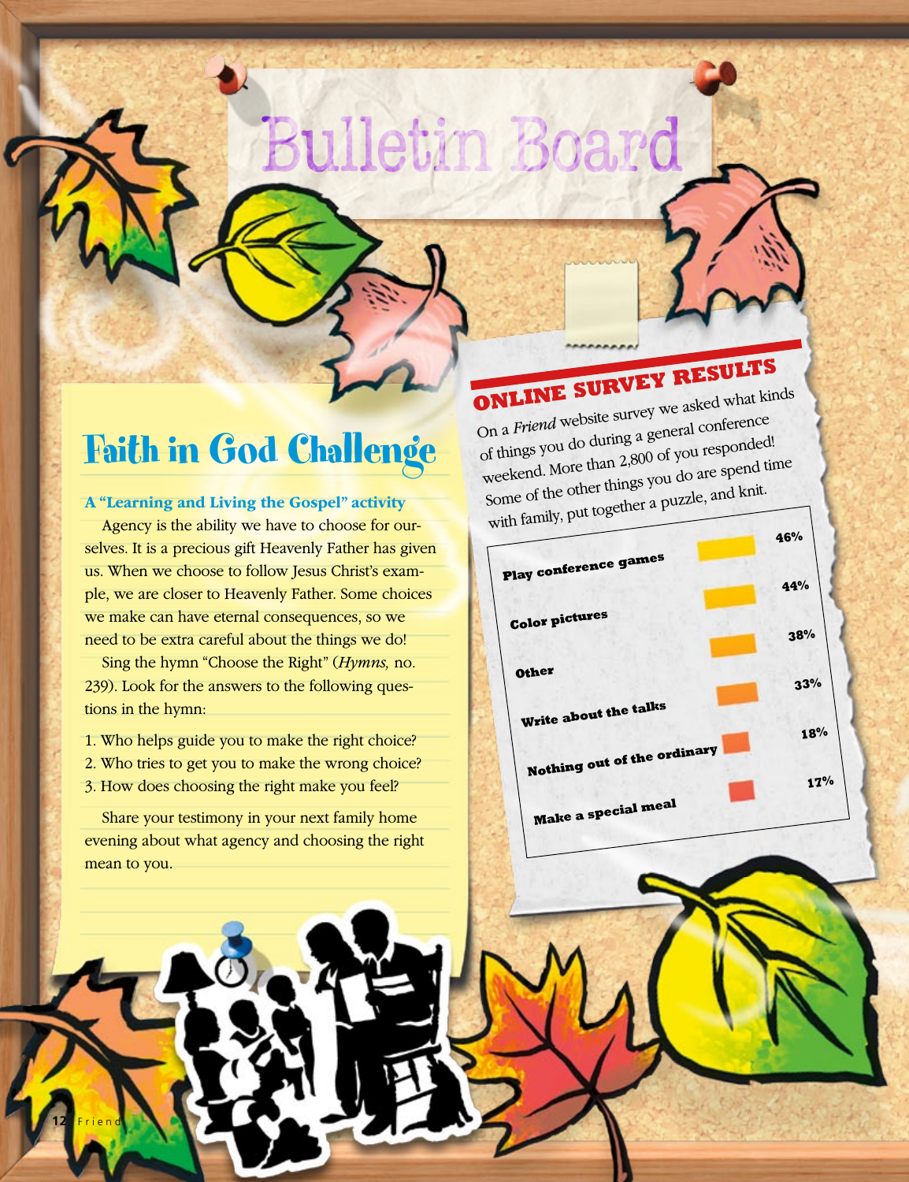# Bulletin Board

## Faith in God Challenge

**A "Learning and Living the Gospel" activity**

Agency is the ability we have to choose for ourselves. It is a precious gift Heavenly Father has given us. When we choose to follow Jesus Christ's example, we are closer to Heavenly Father. Some choices we make can have eternal consequences, so we need to be extra careful about the things we do!

Sing the hymn "Choose the Right" (*Hymns,* no. 239). Look for the answers to the following questions in the hymn:

1. Who helps guide you to make the right choice?
2. Who tries to get you to make the wrong choice?
3. How does choosing the right make you feel?

Share your testimony in your next family home evening about what agency and choosing the right mean to you.

## ONLINE SURVEY RESULTS

On a *Friend* website survey we asked what kinds of things you do during a general conference weekend. More than 2,800 of you responded! Some of the other things you do are spend time with family, put together a puzzle, and knit.

| Activity | Percent |
| --- | --- |
| Play conference games | 46% |
| Color pictures | 44% |
| Other | 38% |
| Write about the talks | 33% |
| Nothing out of the ordinary | 18% |
| Make a special meal | 17% |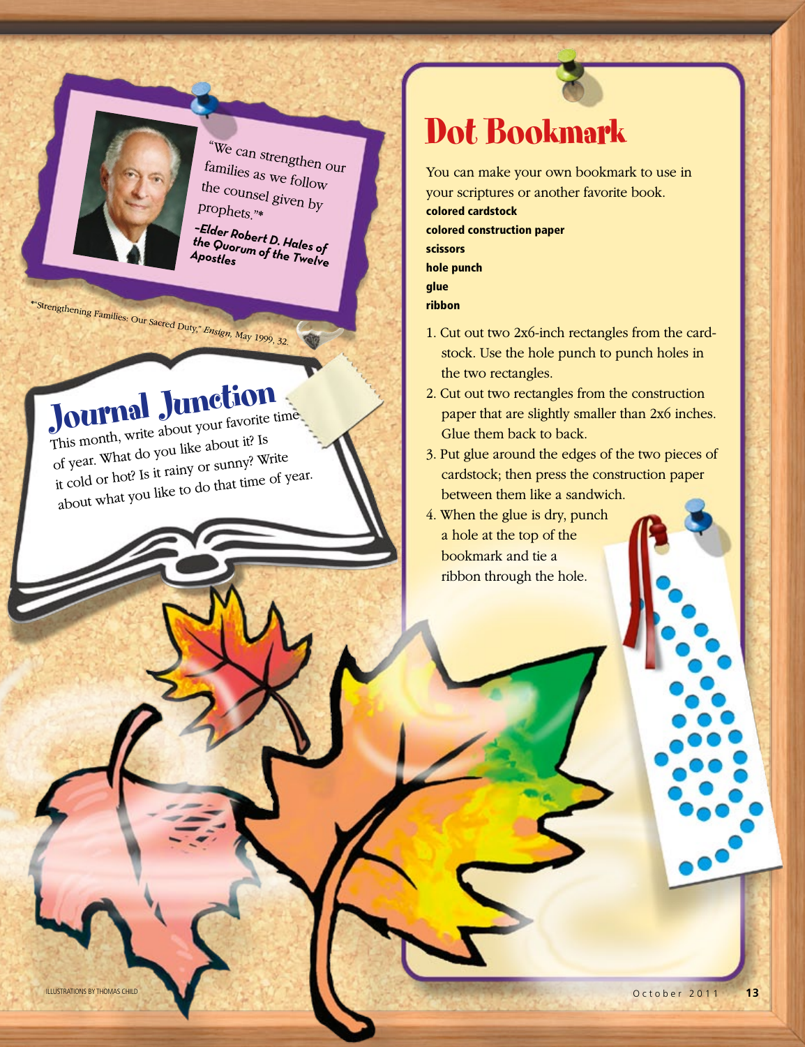"We can strengthen our families as we follow the counsel given by prophets."*

–Elder Robert D. Hales of the Quorum of the Twelve Apostles

*"Strengthening Families: Our Sacred Duty," *Ensign*, May 1999, 32.

## Journal Junction

This month, write about your favorite time of year. What do you like about it? Is it cold or hot? Is it rainy or sunny? Write about what you like to do that time of year.

# Dot Bookmark

You can make your own bookmark to use in your scriptures or another favorite book.

**colored cardstock**
**colored construction paper**
**scissors**
**hole punch**
**glue**
**ribbon**

1. Cut out two 2x6-inch rectangles from the cardstock. Use the hole punch to punch holes in the two rectangles.
2. Cut out two rectangles from the construction paper that are slightly smaller than 2x6 inches. Glue them back to back.
3. Put glue around the edges of the two pieces of cardstock; then press the construction paper between them like a sandwich.
4. When the glue is dry, punch a hole at the top of the bookmark and tie a ribbon through the hole.

ILLUSTRATIONS BY THOMAS CHILD